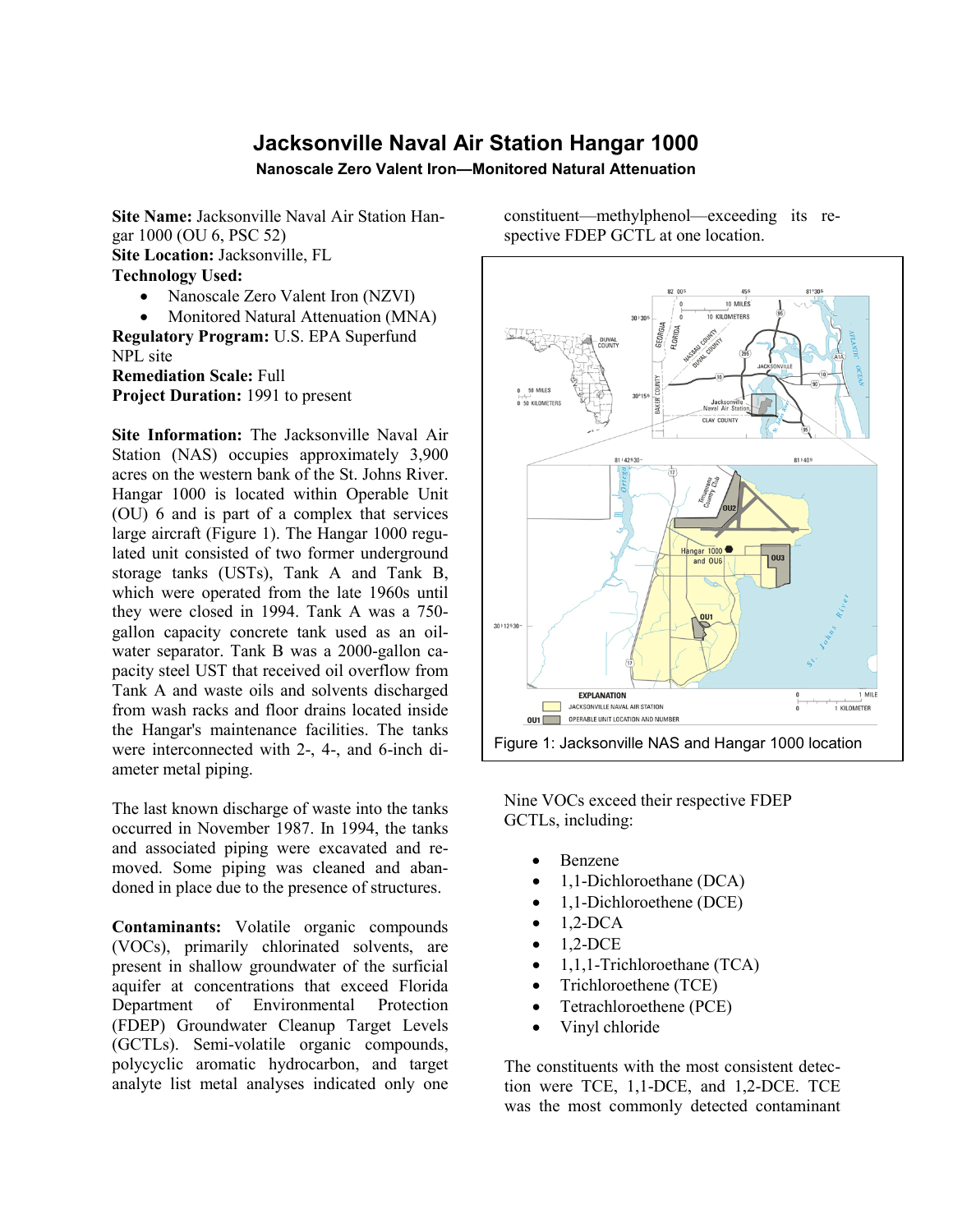# Jacksonville Naval Air Station Hangar 1000

**Nanoscale Zero Valent Iron—Monitored Natural Attenuation**

**Site Name:** Jacksonville Naval Air Station Hangar 1000 (OU 6, PSC 52)
**Site Location:** Jacksonville, FL
**Technology Used:**

- Nanoscale Zero Valent Iron (NZVI)
- Monitored Natural Attenuation (MNA)

**Regulatory Program:** U.S. EPA Superfund NPL site
**Remediation Scale:** Full
**Project Duration:** 1991 to present

**Site Information:** The Jacksonville Naval Air Station (NAS) occupies approximately 3,900 acres on the western bank of the St. Johns River. Hangar 1000 is located within Operable Unit (OU) 6 and is part of a complex that services large aircraft (Figure 1). The Hangar 1000 regulated unit consisted of two former underground storage tanks (USTs), Tank A and Tank B, which were operated from the late 1960s until they were closed in 1994. Tank A was a 750-gallon capacity concrete tank used as an oil-water separator. Tank B was a 2000-gallon capacity steel UST that received oil overflow from Tank A and waste oils and solvents discharged from wash racks and floor drains located inside the Hangar's maintenance facilities. The tanks were interconnected with 2-, 4-, and 6-inch diameter metal piping.

The last known discharge of waste into the tanks occurred in November 1987. In 1994, the tanks and associated piping were excavated and removed. Some piping was cleaned and abandoned in place due to the presence of structures.

**Contaminants:** Volatile organic compounds (VOCs), primarily chlorinated solvents, are present in shallow groundwater of the surficial aquifer at concentrations that exceed Florida Department of Environmental Protection (FDEP) Groundwater Cleanup Target Levels (GCTLs). Semi-volatile organic compounds, polycyclic aromatic hydrocarbon, and target analyte list metal analyses indicated only one constituent—methylphenol—exceeding its respective FDEP GCTL at one location.

Figure 1: Jacksonville NAS and Hangar 1000 location

Nine VOCs exceed their respective FDEP GCTLs, including:

- Benzene
- 1,1-Dichloroethane (DCA)
- 1,1-Dichloroethene (DCE)
- 1,2-DCA
- 1,2-DCE
- 1,1,1-Trichloroethane (TCA)
- Trichloroethene (TCE)
- Tetrachloroethene (PCE)
- Vinyl chloride

The constituents with the most consistent detection were TCE, 1,1-DCE, and 1,2-DCE. TCE was the most commonly detected contaminant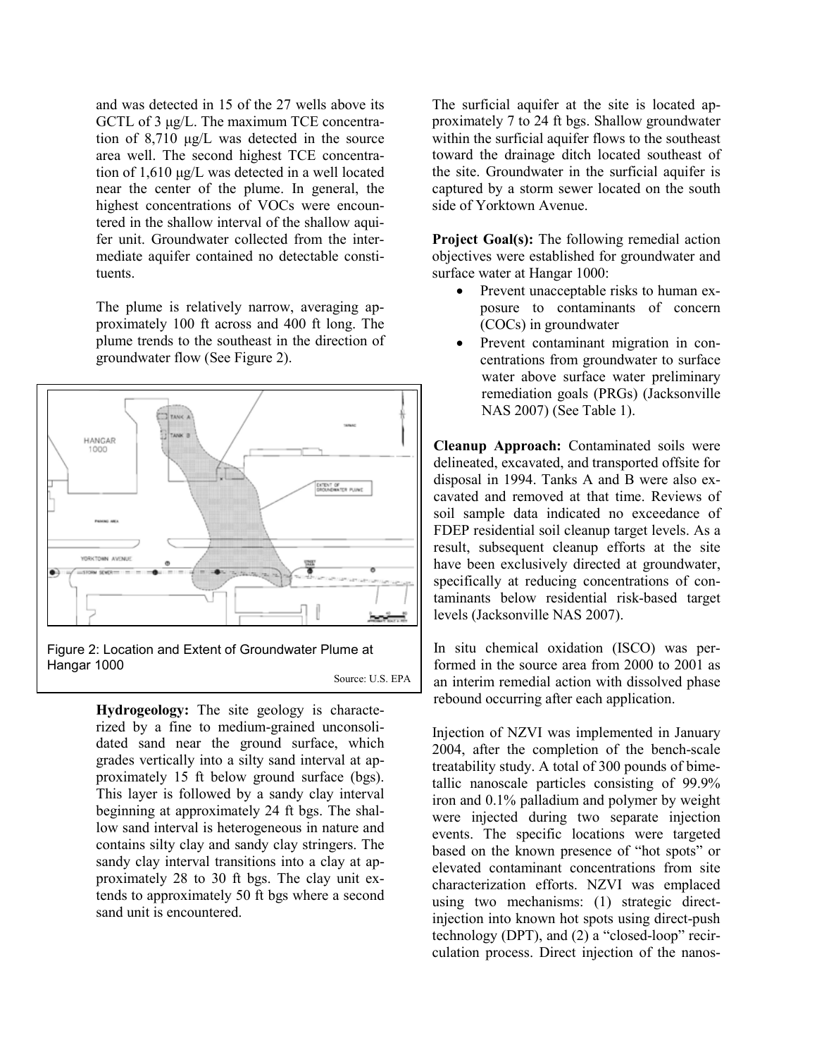and was detected in 15 of the 27 wells above its GCTL of 3 μg/L. The maximum TCE concentration of 8,710 μg/L was detected in the source area well. The second highest TCE concentration of 1,610 μg/L was detected in a well located near the center of the plume. In general, the highest concentrations of VOCs were encountered in the shallow interval of the shallow aquifer unit. Groundwater collected from the intermediate aquifer contained no detectable constituents.

The plume is relatively narrow, averaging approximately 100 ft across and 400 ft long. The plume trends to the southeast in the direction of groundwater flow (See Figure 2).

Figure 2: Location and Extent of Groundwater Plume at Hangar 1000

Source: U.S. EPA

**Hydrogeology:** The site geology is characterized by a fine to medium-grained unconsolidated sand near the ground surface, which grades vertically into a silty sand interval at approximately 15 ft below ground surface (bgs). This layer is followed by a sandy clay interval beginning at approximately 24 ft bgs. The shallow sand interval is heterogeneous in nature and contains silty clay and sandy clay stringers. The sandy clay interval transitions into a clay at approximately 28 to 30 ft bgs. The clay unit extends to approximately 50 ft bgs where a second sand unit is encountered.

The surficial aquifer at the site is located approximately 7 to 24 ft bgs. Shallow groundwater within the surficial aquifer flows to the southeast toward the drainage ditch located southeast of the site. Groundwater in the surficial aquifer is captured by a storm sewer located on the south side of Yorktown Avenue.

**Project Goal(s):** The following remedial action objectives were established for groundwater and surface water at Hangar 1000:

- Prevent unacceptable risks to human exposure to contaminants of concern (COCs) in groundwater
- Prevent contaminant migration in concentrations from groundwater to surface water above surface water preliminary remediation goals (PRGs) (Jacksonville NAS 2007) (See Table 1).

**Cleanup Approach:** Contaminated soils were delineated, excavated, and transported offsite for disposal in 1994. Tanks A and B were also excavated and removed at that time. Reviews of soil sample data indicated no exceedance of FDEP residential soil cleanup target levels. As a result, subsequent cleanup efforts at the site have been exclusively directed at groundwater, specifically at reducing concentrations of contaminants below residential risk-based target levels (Jacksonville NAS 2007).

In situ chemical oxidation (ISCO) was performed in the source area from 2000 to 2001 as an interim remedial action with dissolved phase rebound occurring after each application.

Injection of NZVI was implemented in January 2004, after the completion of the bench-scale treatability study. A total of 300 pounds of bimetallic nanoscale particles consisting of 99.9% iron and 0.1% palladium and polymer by weight were injected during two separate injection events. The specific locations were targeted based on the known presence of "hot spots" or elevated contaminant concentrations from site characterization efforts. NZVI was emplaced using two mechanisms: (1) strategic direct-injection into known hot spots using direct-push technology (DPT), and (2) a "closed-loop" recirculation process. Direct injection of the nanos-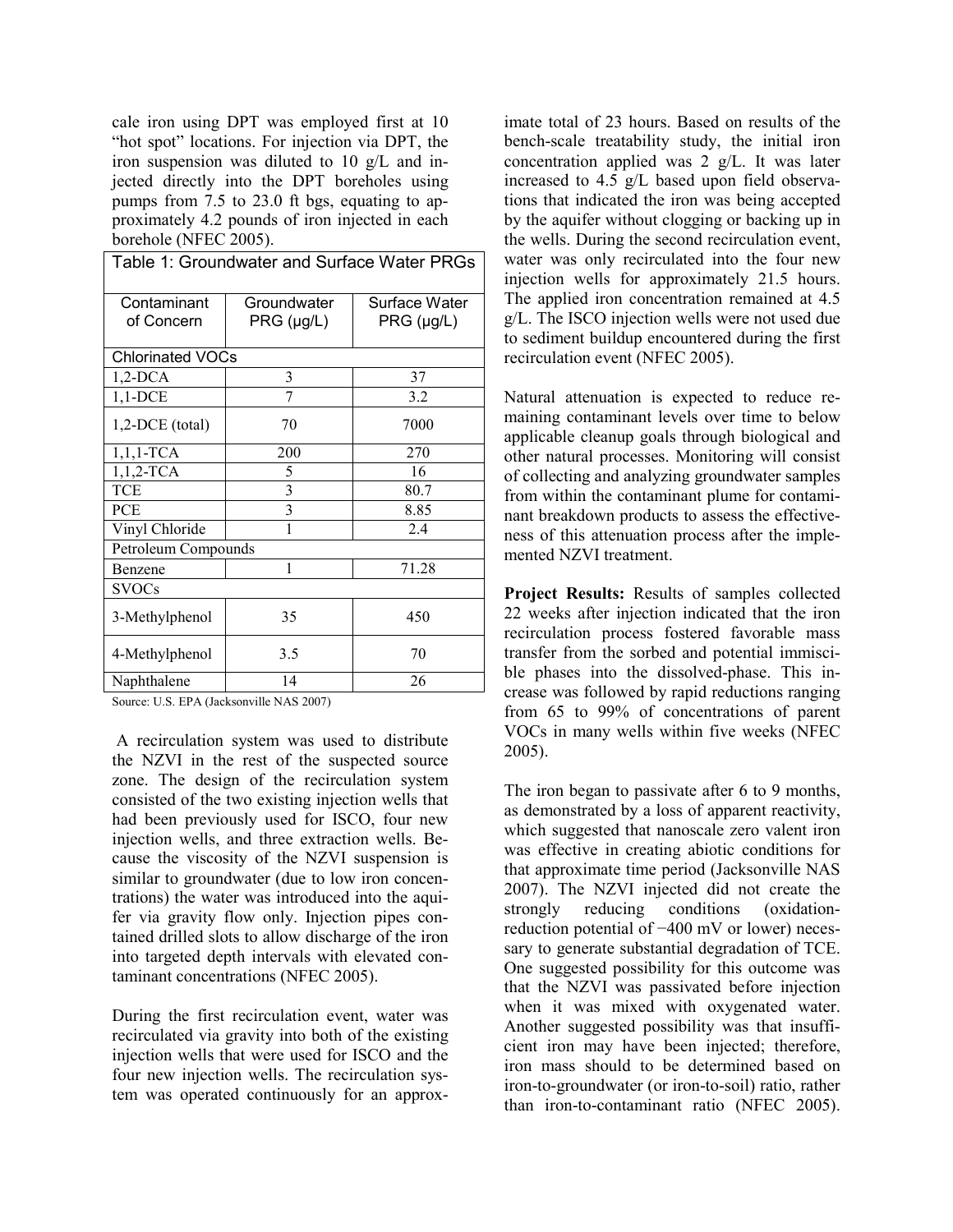cale iron using DPT was employed first at 10 "hot spot" locations. For injection via DPT, the iron suspension was diluted to 10 g/L and injected directly into the DPT boreholes using pumps from 7.5 to 23.0 ft bgs, equating to approximately 4.2 pounds of iron injected in each borehole (NFEC 2005).

Table 1: Groundwater and Surface Water PRGs

| Contaminant of Concern | Groundwater PRG (μg/L) | Surface Water PRG (μg/L) |
|---|---|---|
| Chlorinated VOCs | | |
| 1,2-DCA | 3 | 37 |
| 1,1-DCE | 7 | 3.2 |
| 1,2-DCE (total) | 70 | 7000 |
| 1,1,1-TCA | 200 | 270 |
| 1,1,2-TCA | 5 | 16 |
| TCE | 3 | 80.7 |
| PCE | 3 | 8.85 |
| Vinyl Chloride | 1 | 2.4 |
| Petroleum Compounds | | |
| Benzene | 1 | 71.28 |
| SVOCs | | |
| 3-Methylphenol | 35 | 450 |
| 4-Methylphenol | 3.5 | 70 |
| Naphthalene | 14 | 26 |

Source: U.S. EPA (Jacksonville NAS 2007)

A recirculation system was used to distribute the NZVI in the rest of the suspected source zone. The design of the recirculation system consisted of the two existing injection wells that had been previously used for ISCO, four new injection wells, and three extraction wells. Because the viscosity of the NZVI suspension is similar to groundwater (due to low iron concentrations) the water was introduced into the aquifer via gravity flow only. Injection pipes contained drilled slots to allow discharge of the iron into targeted depth intervals with elevated contaminant concentrations (NFEC 2005).

During the first recirculation event, water was recirculated via gravity into both of the existing injection wells that were used for ISCO and the four new injection wells. The recirculation system was operated continuously for an approximate total of 23 hours. Based on results of the bench-scale treatability study, the initial iron concentration applied was 2 g/L. It was later increased to 4.5 g/L based upon field observations that indicated the iron was being accepted by the aquifer without clogging or backing up in the wells. During the second recirculation event, water was only recirculated into the four new injection wells for approximately 21.5 hours. The applied iron concentration remained at 4.5 g/L. The ISCO injection wells were not used due to sediment buildup encountered during the first recirculation event (NFEC 2005).

Natural attenuation is expected to reduce remaining contaminant levels over time to below applicable cleanup goals through biological and other natural processes. Monitoring will consist of collecting and analyzing groundwater samples from within the contaminant plume for contaminant breakdown products to assess the effectiveness of this attenuation process after the implemented NZVI treatment.

**Project Results:** Results of samples collected 22 weeks after injection indicated that the iron recirculation process fostered favorable mass transfer from the sorbed and potential immiscible phases into the dissolved-phase. This increase was followed by rapid reductions ranging from 65 to 99% of concentrations of parent VOCs in many wells within five weeks (NFEC 2005).

The iron began to passivate after 6 to 9 months, as demonstrated by a loss of apparent reactivity, which suggested that nanoscale zero valent iron was effective in creating abiotic conditions for that approximate time period (Jacksonville NAS 2007). The NZVI injected did not create the strongly reducing conditions (oxidation-reduction potential of −400 mV or lower) necessary to generate substantial degradation of TCE. One suggested possibility for this outcome was that the NZVI was passivated before injection when it was mixed with oxygenated water. Another suggested possibility was that insufficient iron may have been injected; therefore, iron mass should to be determined based on iron-to-groundwater (or iron-to-soil) ratio, rather than iron-to-contaminant ratio (NFEC 2005).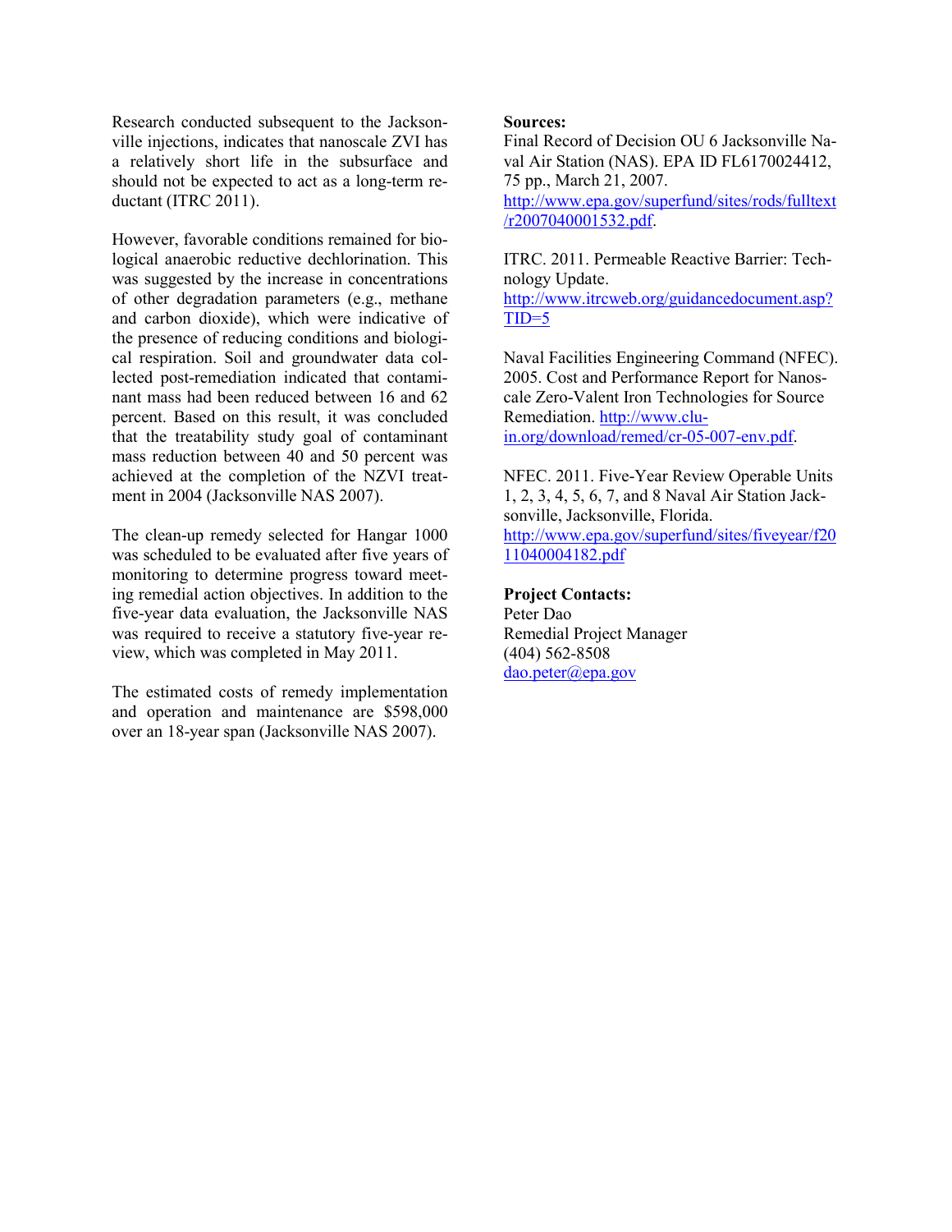Research conducted subsequent to the Jacksonville injections, indicates that nanoscale ZVI has a relatively short life in the subsurface and should not be expected to act as a long-term reductant (ITRC 2011).

However, favorable conditions remained for biological anaerobic reductive dechlorination. This was suggested by the increase in concentrations of other degradation parameters (e.g., methane and carbon dioxide), which were indicative of the presence of reducing conditions and biological respiration. Soil and groundwater data collected post-remediation indicated that contaminant mass had been reduced between 16 and 62 percent. Based on this result, it was concluded that the treatability study goal of contaminant mass reduction between 40 and 50 percent was achieved at the completion of the NZVI treatment in 2004 (Jacksonville NAS 2007).

The clean-up remedy selected for Hangar 1000 was scheduled to be evaluated after five years of monitoring to determine progress toward meeting remedial action objectives. In addition to the five-year data evaluation, the Jacksonville NAS was required to receive a statutory five-year review, which was completed in May 2011.

The estimated costs of remedy implementation and operation and maintenance are $598,000 over an 18-year span (Jacksonville NAS 2007).

**Sources:**

Final Record of Decision OU 6 Jacksonville Naval Air Station (NAS). EPA ID FL6170024412, 75 pp., March 21, 2007. http://www.epa.gov/superfund/sites/rods/fulltext/r2007040001532.pdf.

ITRC. 2011. Permeable Reactive Barrier: Technology Update. http://www.itrcweb.org/guidancedocument.asp?TID=5

Naval Facilities Engineering Command (NFEC). 2005. Cost and Performance Report for Nanoscale Zero-Valent Iron Technologies for Source Remediation. http://www.clu-in.org/download/remed/cr-05-007-env.pdf.

NFEC. 2011. Five-Year Review Operable Units 1, 2, 3, 4, 5, 6, 7, and 8 Naval Air Station Jacksonville, Jacksonville, Florida. http://www.epa.gov/superfund/sites/fiveyear/f2011040004182.pdf

**Project Contacts:**

Peter Dao  
Remedial Project Manager  
(404) 562-8508  
dao.peter@epa.gov